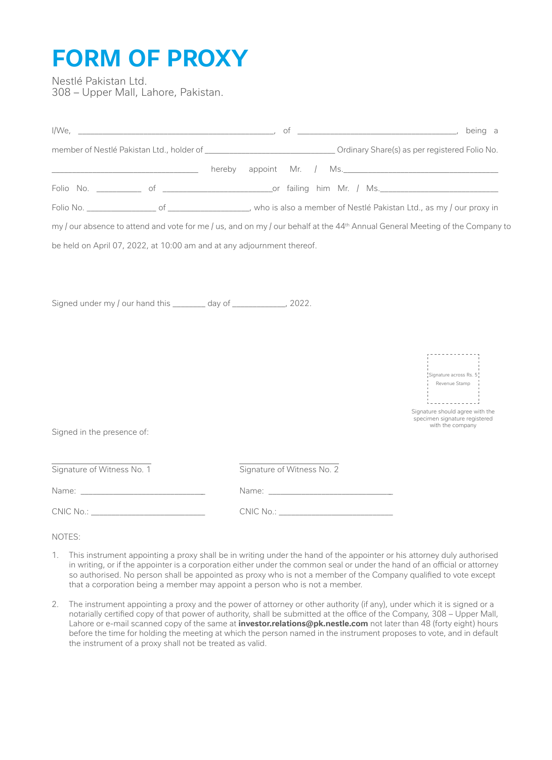# FORM OF PROXY

Nestlé Pakistan Ltd.
308 – Upper Mall, Lahore, Pakistan.

I/We, ____________________________________________, of ____________________________________, being a member of Nestlé Pakistan Ltd., holder of ______________________________ Ordinary Share(s) as per registered Folio No. _________________________________ hereby appoint Mr. / Ms._____________________________________ Folio No. __________ of _________________________or failing him Mr. / Ms._____________________________ Folio No. ________________ of ___________________, who is also a member of Nestlé Pakistan Ltd., as my / our proxy in my / our absence to attend and vote for me / us, and on my / our behalf at the 44th Annual General Meeting of the Company to be held on April 07, 2022, at 10:00 am and at any adjournment thereof.

Signed under my / our hand this _______ day of ____________, 2022.

Signature across Rs. 5 Revenue Stamp

Signature should agree with the specimen signature registered with the company

Signed in the presence of:

| | |
|---|---|
| ______________________ | ______________________ |
| Signature of Witness No. 1 | Signature of Witness No. 2 |
| Name: ____________________________ | Name: ____________________________ |
| CNIC No.: __________________________ | CNIC No.: __________________________ |

NOTES:

1. This instrument appointing a proxy shall be in writing under the hand of the appointer or his attorney duly authorised in writing, or if the appointer is a corporation either under the common seal or under the hand of an official or attorney so authorised. No person shall be appointed as proxy who is not a member of the Company qualified to vote except that a corporation being a member may appoint a person who is not a member.

2. The instrument appointing a proxy and the power of attorney or other authority (if any), under which it is signed or a notarially certified copy of that power of authority, shall be submitted at the office of the Company, 308 – Upper Mall, Lahore or e-mail scanned copy of the same at **investor.relations@pk.nestle.com** not later than 48 (forty eight) hours before the time for holding the meeting at which the person named in the instrument proposes to vote, and in default the instrument of a proxy shall not be treated as valid.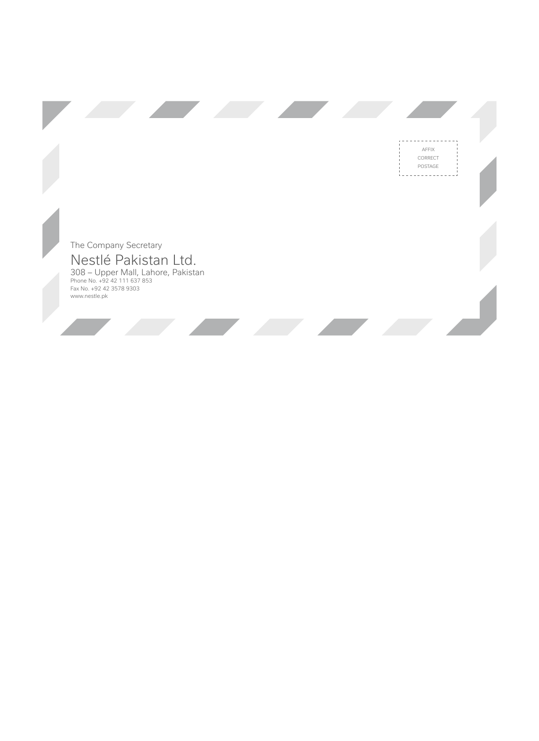AFFIX
CORRECT
POSTAGE

The Company Secretary

Nestlé Pakistan Ltd.

308 – Upper Mall, Lahore, Pakistan

Phone No. +92 42 111 637 853

Fax No. +92 42 3578 9303

www.nestle.pk